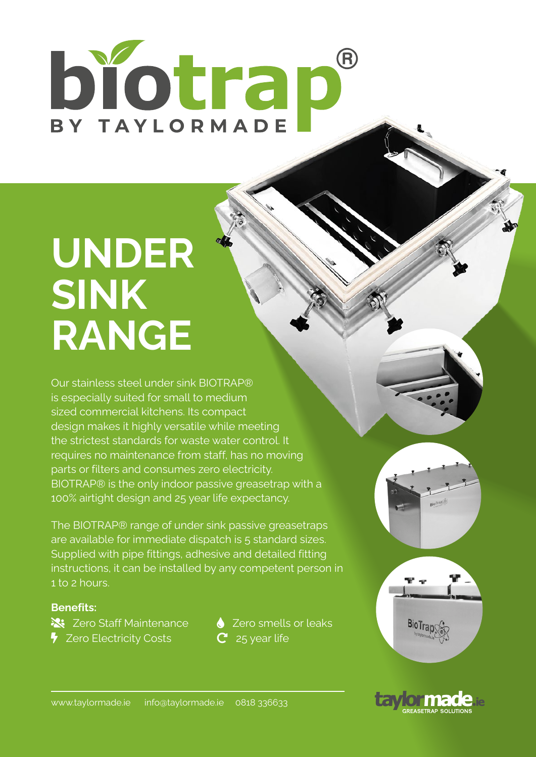# biotrap®

BY TAYLORMADE

# UNDER SINK RANGE

Our stainless steel under sink BIOTRAP® is especially suited for small to medium sized commercial kitchens. Its compact design makes it highly versatile while meeting the strictest standards for waste water control. It requires no maintenance from staff, has no moving parts or filters and consumes zero electricity. BIOTRAP® is the only indoor passive greasetrap with a 100% airtight design and 25 year life expectancy.

The BIOTRAP® range of under sink passive greasetraps are available for immediate dispatch is 5 standard sizes. Supplied with pipe fittings, adhesive and detailed fitting instructions, it can be installed by any competent person in 1 to 2 hours.

**Benefits:**

- Zero Staff Maintenance
- Zero Electricity Costs
- Zero smells or leaks
- 25 year life

www.taylormade.ie    info@taylormade.ie    0818 336633

taylormade.ie GREASETRAP SOLUTIONS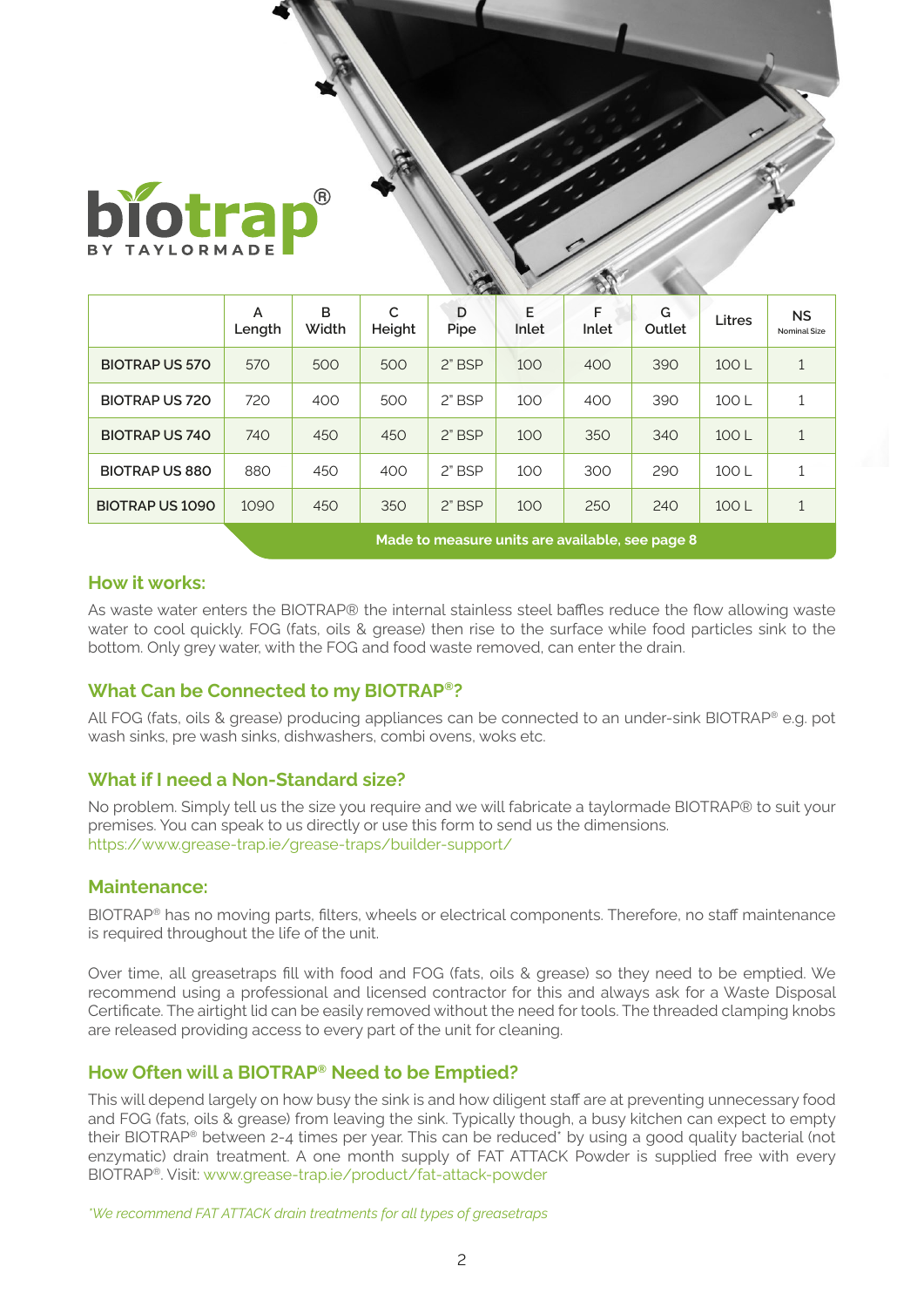biotrap®
BY TAYLORMADE

| | A Length | B Width | C Height | D Pipe | E Inlet | F Inlet | G Outlet | Litres | NS Nominal Size |
|---|---|---|---|---|---|---|---|---|---|
| BIOTRAP US 570 | 570 | 500 | 500 | 2" BSP | 100 | 400 | 390 | 100 L | 1 |
| BIOTRAP US 720 | 720 | 400 | 500 | 2" BSP | 100 | 400 | 390 | 100 L | 1 |
| BIOTRAP US 740 | 740 | 450 | 450 | 2" BSP | 100 | 350 | 340 | 100 L | 1 |
| BIOTRAP US 880 | 880 | 450 | 400 | 2" BSP | 100 | 300 | 290 | 100 L | 1 |
| BIOTRAP US 1090 | 1090 | 450 | 350 | 2" BSP | 100 | 250 | 240 | 100 L | 1 |

**Made to measure units are available, see page 8**

## How it works:

As waste water enters the BIOTRAP® the internal stainless steel baffles reduce the flow allowing waste water to cool quickly. FOG (fats, oils & grease) then rise to the surface while food particles sink to the bottom. Only grey water, with the FOG and food waste removed, can enter the drain.

## What Can be Connected to my BIOTRAP®?

All FOG (fats, oils & grease) producing appliances can be connected to an under-sink BIOTRAP® e.g. pot wash sinks, pre wash sinks, dishwashers, combi ovens, woks etc.

## What if I need a Non-Standard size?

No problem. Simply tell us the size you require and we will fabricate a taylormade BIOTRAP® to suit your premises. You can speak to us directly or use this form to send us the dimensions.
https://www.grease-trap.ie/grease-traps/builder-support/

## Maintenance:

BIOTRAP® has no moving parts, filters, wheels or electrical components. Therefore, no staff maintenance is required throughout the life of the unit.

Over time, all greasetraps fill with food and FOG (fats, oils & grease) so they need to be emptied. We recommend using a professional and licensed contractor for this and always ask for a Waste Disposal Certificate. The airtight lid can be easily removed without the need for tools. The threaded clamping knobs are released providing access to every part of the unit for cleaning.

## How Often will a BIOTRAP® Need to be Emptied?

This will depend largely on how busy the sink is and how diligent staff are at preventing unnecessary food and FOG (fats, oils & grease) from leaving the sink. Typically though, a busy kitchen can expect to empty their BIOTRAP® between 2-4 times per year. This can be reduced* by using a good quality bacterial (not enzymatic) drain treatment. A one month supply of FAT ATTACK Powder is supplied free with every BIOTRAP®. Visit: www.grease-trap.ie/product/fat-attack-powder

*\*We recommend FAT ATTACK drain treatments for all types of greasetraps*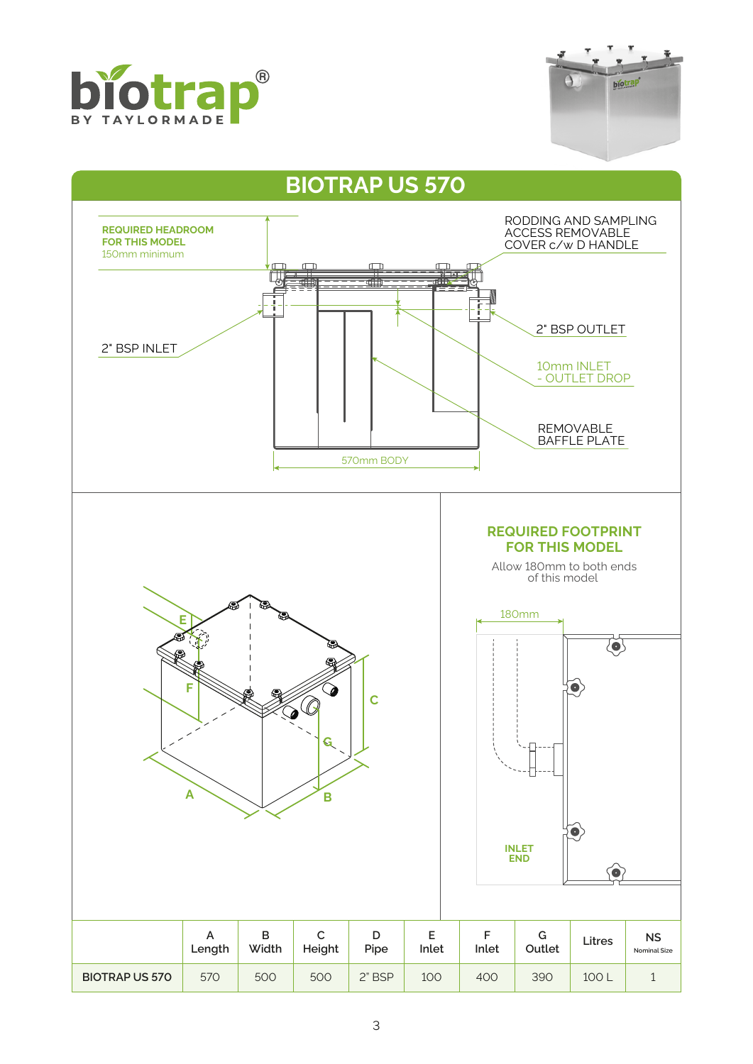# BIOTRAP US 570

**REQUIRED HEADROOM FOR THIS MODEL**
150mm minimum

RODDING AND SAMPLING ACCESS REMOVABLE COVER c/w D HANDLE

2" BSP INLET

2" BSP OUTLET

10mm INLET - OUTLET DROP

REMOVABLE BAFFLE PLATE

570mm BODY

## REQUIRED FOOTPRINT FOR THIS MODEL

Allow 180mm to both ends of this model

180mm

INLET END

| | A Length | B Width | C Height | D Pipe | E Inlet | F Inlet | G Outlet | Litres | NS Nominal Size |
|---|---|---|---|---|---|---|---|---|---|
| BIOTRAP US 570 | 570 | 500 | 500 | 2" BSP | 100 | 400 | 390 | 100 L | 1 |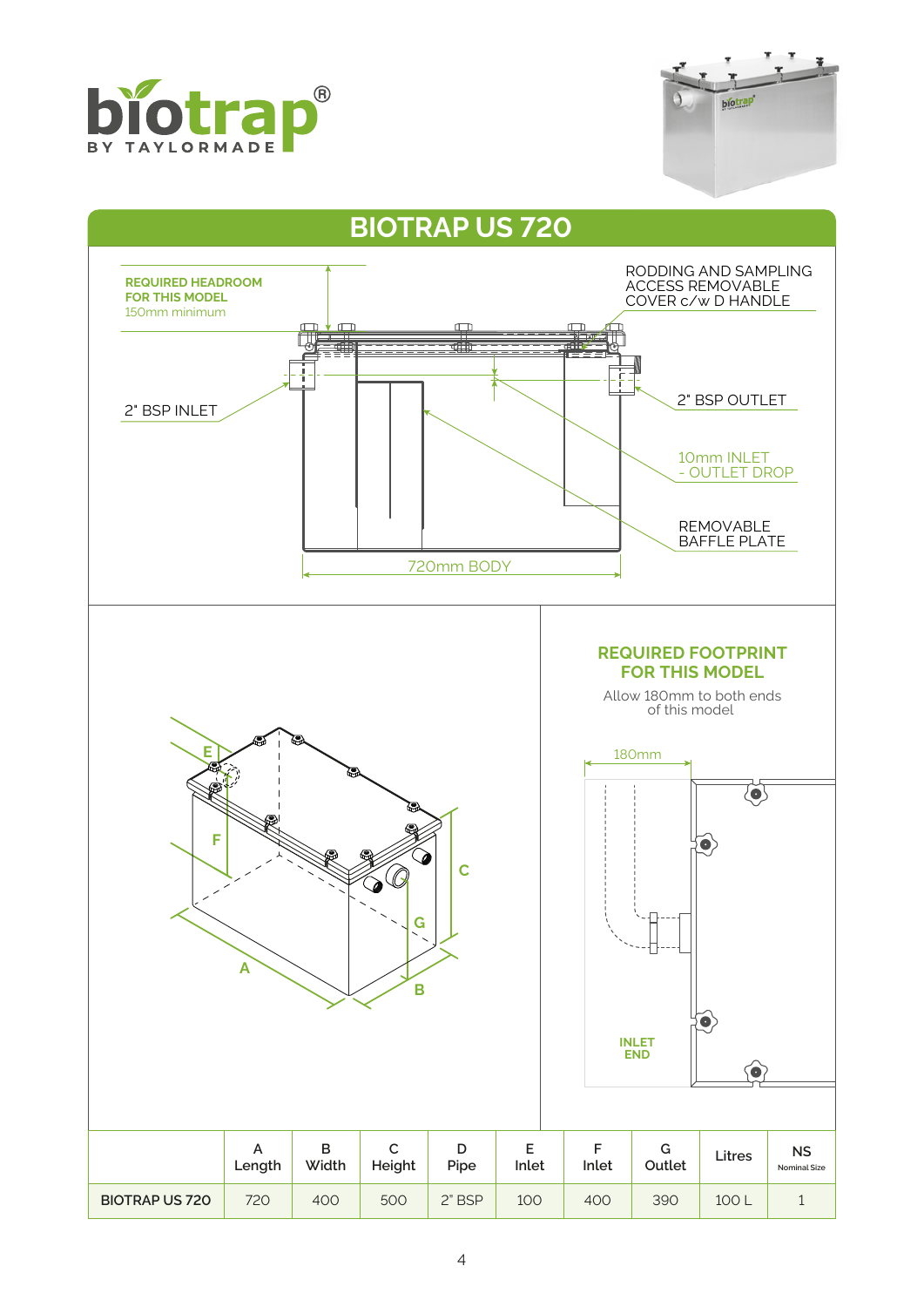# BIOTRAP US 720

REQUIRED HEADROOM FOR THIS MODEL
150mm minimum

RODDING AND SAMPLING ACCESS REMOVABLE COVER c/w D HANDLE

2" BSP INLET

2" BSP OUTLET

10mm INLET - OUTLET DROP

REMOVABLE BAFFLE PLATE

720mm BODY

## REQUIRED FOOTPRINT FOR THIS MODEL

Allow 180mm to both ends of this model

180mm

INLET END

| | A Length | B Width | C Height | D Pipe | E Inlet | F Inlet | G Outlet | Litres | NS Nominal Size |
|---|---|---|---|---|---|---|---|---|---|
| BIOTRAP US 720 | 720 | 400 | 500 | 2" BSP | 100 | 400 | 390 | 100 L | 1 |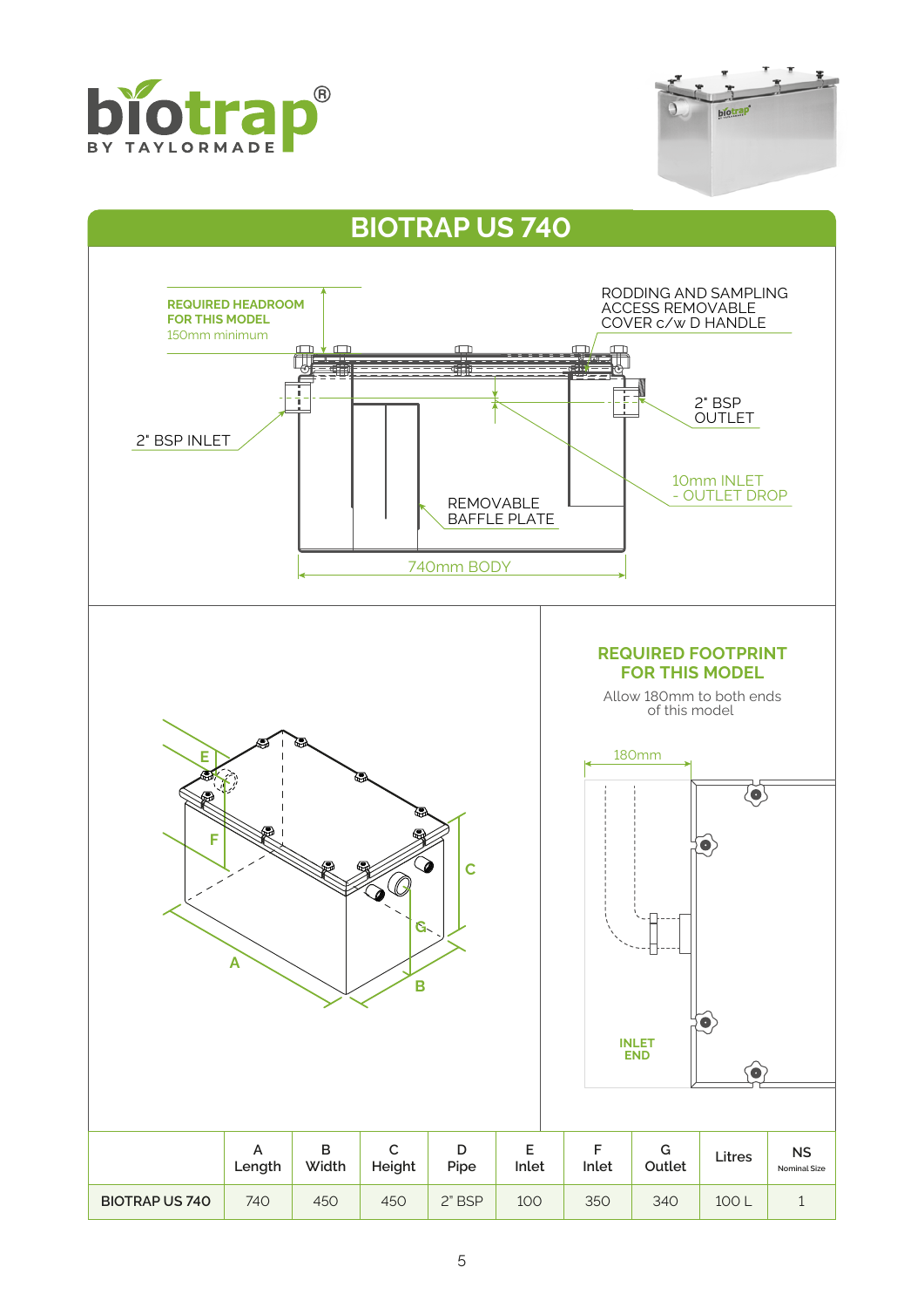biotrap®
BY TAYLORMADE

# BIOTRAP US 740

REQUIRED HEADROOM FOR THIS MODEL
150mm minimum

RODDING AND SAMPLING ACCESS REMOVABLE COVER c/w D HANDLE

2" BSP OUTLET

2" BSP INLET

10mm INLET - OUTLET DROP

REMOVABLE BAFFLE PLATE

740mm BODY

E

F

C

G

A

B

## REQUIRED FOOTPRINT FOR THIS MODEL

Allow 180mm to both ends of this model

180mm

INLET END

| | A Length | B Width | C Height | D Pipe | E Inlet | F Inlet | G Outlet | Litres | NS Nominal Size |
|---|---|---|---|---|---|---|---|---|---|
| BIOTRAP US 740 | 740 | 450 | 450 | 2" BSP | 100 | 350 | 340 | 100 L | 1 |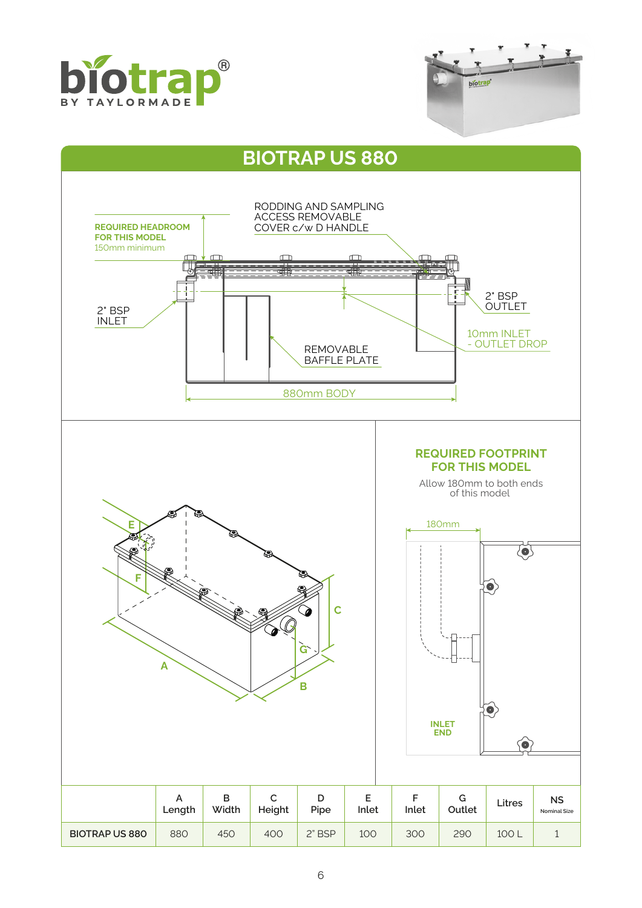# BIOTRAP US 880

REQUIRED HEADROOM FOR THIS MODEL
150mm minimum

RODDING AND SAMPLING ACCESS REMOVABLE COVER c/w D HANDLE

2" BSP INLET

2" BSP OUTLET

10mm INLET - OUTLET DROP

REMOVABLE BAFFLE PLATE

880mm BODY

## REQUIRED FOOTPRINT FOR THIS MODEL

Allow 180mm to both ends of this model

180mm

INLET END

| | A Length | B Width | C Height | D Pipe | E Inlet | F Inlet | G Outlet | Litres | NS Nominal Size |
|---|---|---|---|---|---|---|---|---|---|
| BIOTRAP US 880 | 880 | 450 | 400 | 2" BSP | 100 | 300 | 290 | 100 L | 1 |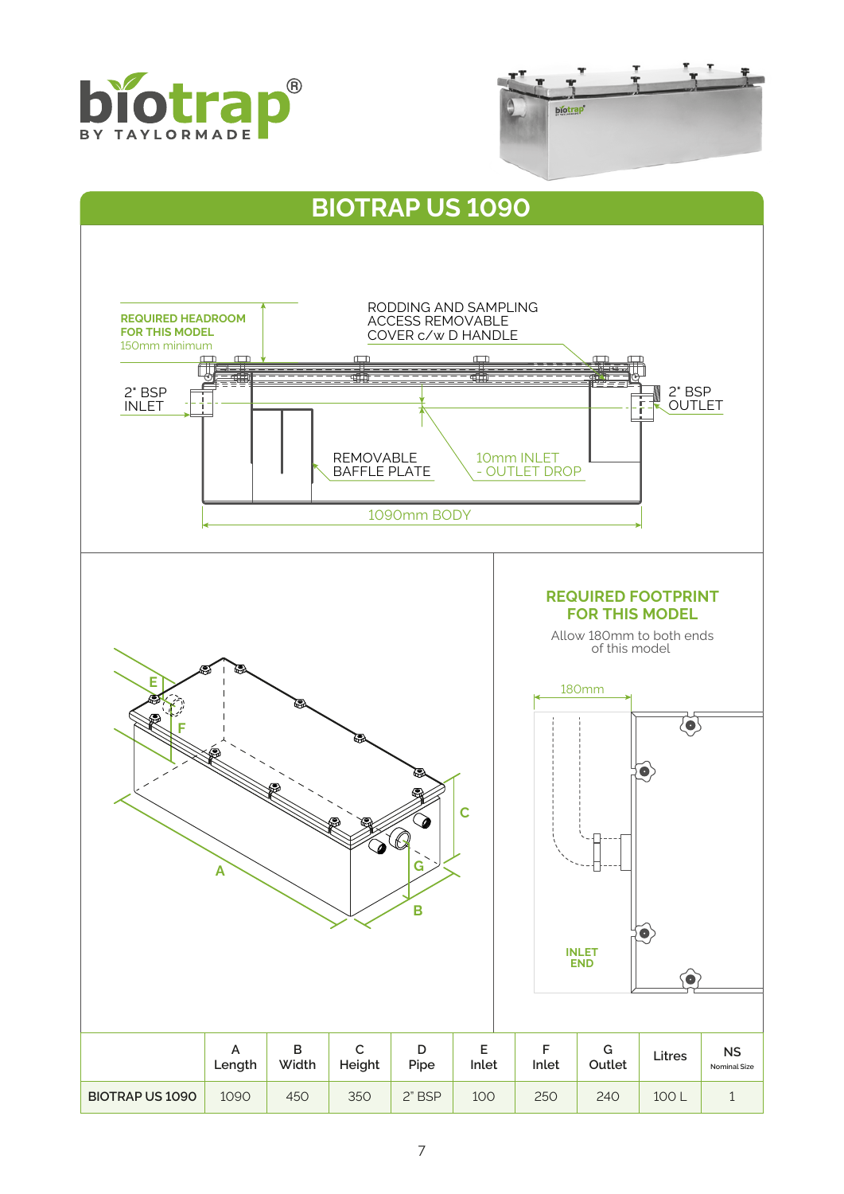# BIOTRAP US 1090

REQUIRED HEADROOM FOR THIS MODEL
150mm minimum

RODDING AND SAMPLING ACCESS REMOVABLE COVER c/w D HANDLE

2" BSP INLET

2" BSP OUTLET

REMOVABLE BAFFLE PLATE

10mm INLET - OUTLET DROP

1090mm BODY

## REQUIRED FOOTPRINT FOR THIS MODEL

Allow 180mm to both ends of this model

180mm

INLET END

| | A Length | B Width | C Height | D Pipe | E Inlet | F Inlet | G Outlet | Litres | NS Nominal Size |
|---|---|---|---|---|---|---|---|---|---|
| BIOTRAP US 1090 | 1090 | 450 | 350 | 2" BSP | 100 | 250 | 240 | 100 L | 1 |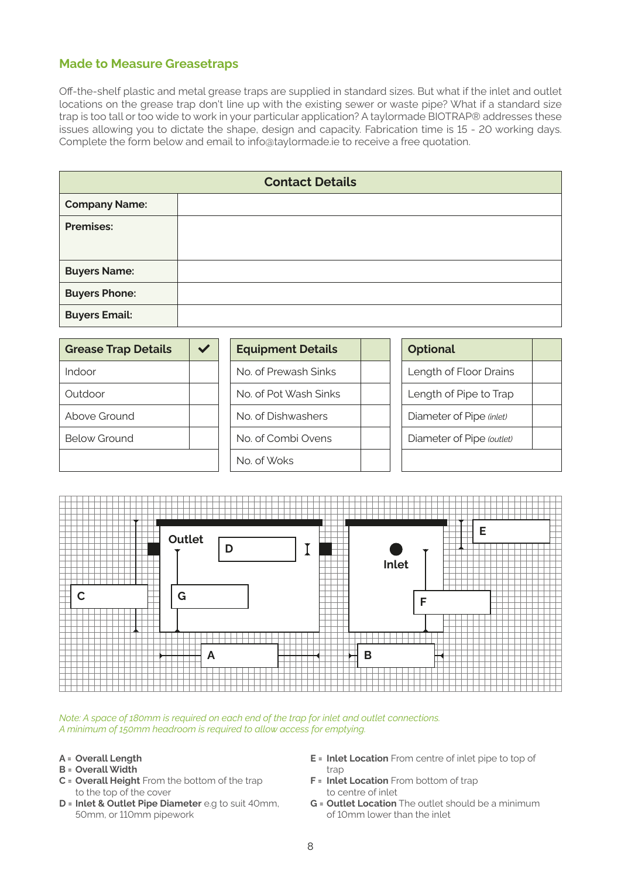## Made to Measure Greasetraps

Off-the-shelf plastic and metal grease traps are supplied in standard sizes. But what if the inlet and outlet locations on the grease trap don't line up with the existing sewer or waste pipe? What if a standard size trap is too tall or too wide to work in your particular application? A taylormade BIOTRAP® addresses these issues allowing you to dictate the shape, design and capacity. Fabrication time is 15 - 20 working days. Complete the form below and email to info@taylormade.ie to receive a free quotation.

| Contact Details | |
|---|---|
| **Company Name:** | |
| **Premises:** | |
| **Buyers Name:** | |
| **Buyers Phone:** | |
| **Buyers Email:** | |

| Grease Trap Details | ✔ |
|---|---|
| Indoor | |
| Outdoor | |
| Above Ground | |
| Below Ground | |

| Equipment Details | |
|---|---|
| No. of Prewash Sinks | |
| No. of Pot Wash Sinks | |
| No. of Dishwashers | |
| No. of Combi Ovens | |
| No. of Woks | |

| Optional | |
|---|---|
| Length of Floor Drains | |
| Length of Pipe to Trap | |
| Diameter of Pipe *(inlet)* | |
| Diameter of Pipe *(outlet)* | |

Outlet

Inlet

A B C D E F G

*Note: A space of 180mm is required on each end of the trap for inlet and outlet connections.*
*A minimum of 150mm headroom is required to allow access for emptying.*

- A = **Overall Length**
- B = **Overall Width**
- C = **Overall Height** From the bottom of the trap to the top of the cover
- D = **Inlet & Outlet Pipe Diameter** e.g to suit 40mm, 50mm, or 110mm pipework
- E = **Inlet Location** From centre of inlet pipe to top of trap
- F = **Inlet Location** From bottom of trap to centre of inlet
- G = **Outlet Location** The outlet should be a minimum of 10mm lower than the inlet